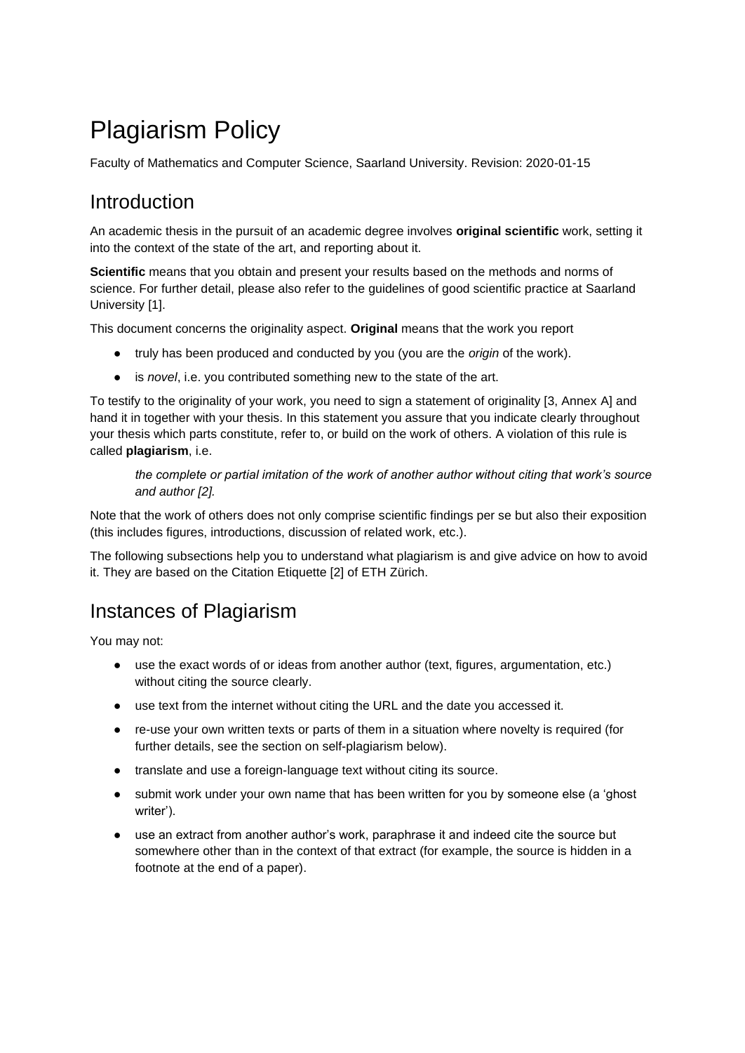# Plagiarism Policy

Faculty of Mathematics and Computer Science, Saarland University. Revision: 2020-01-15

## Introduction

An academic thesis in the pursuit of an academic degree involves **original scientific** work, setting it into the context of the state of the art, and reporting about it.

**Scientific** means that you obtain and present your results based on the methods and norms of science. For further detail, please also refer to the guidelines of good scientific practice at Saarland University [1].

This document concerns the originality aspect. **Original** means that the work you report

- truly has been produced and conducted by you (you are the *origin* of the work).
- is *novel*, i.e. you contributed something new to the state of the art.

To testify to the originality of your work, you need to sign a statement of originality [3, Annex A] and hand it in together with your thesis. In this statement you assure that you indicate clearly throughout your thesis which parts constitute, refer to, or build on the work of others. A violation of this rule is called **plagiarism**, i.e.

> *the complete or partial imitation of the work of another author without citing that work's source and author [2].*

Note that the work of others does not only comprise scientific findings per se but also their exposition (this includes figures, introductions, discussion of related work, etc.).

The following subsections help you to understand what plagiarism is and give advice on how to avoid it. They are based on the Citation Etiquette [2] of ETH Zürich.

## Instances of Plagiarism

You may not:

- use the exact words of or ideas from another author (text, figures, argumentation, etc.) without citing the source clearly.
- use text from the internet without citing the URL and the date you accessed it.
- re-use your own written texts or parts of them in a situation where novelty is required (for further details, see the section on self-plagiarism below).
- translate and use a foreign-language text without citing its source.
- submit work under your own name that has been written for you by someone else (a 'ghost writer').
- use an extract from another author's work, paraphrase it and indeed cite the source but somewhere other than in the context of that extract (for example, the source is hidden in a footnote at the end of a paper).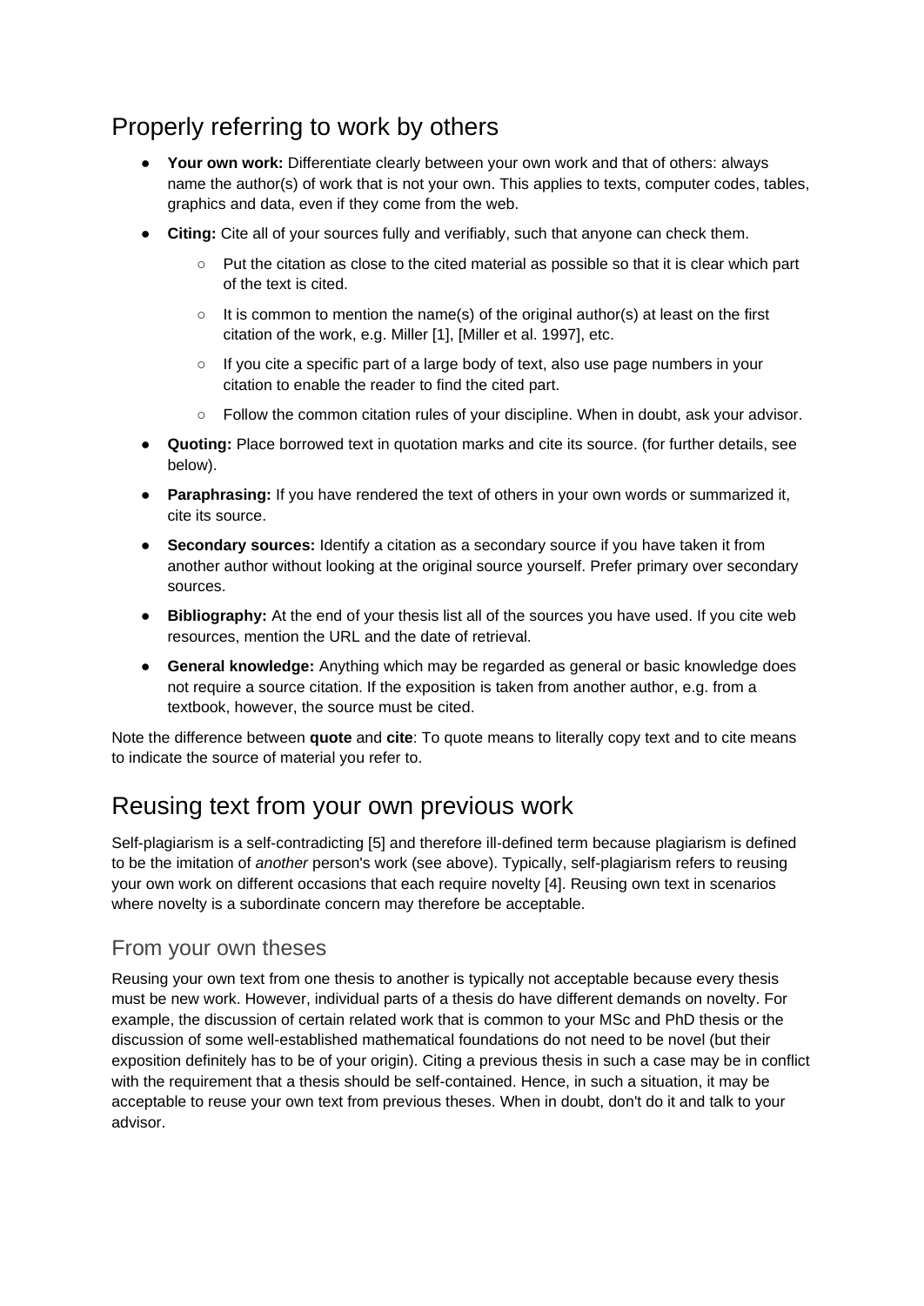## Properly referring to work by others

- **Your own work:** Differentiate clearly between your own work and that of others: always name the author(s) of work that is not your own. This applies to texts, computer codes, tables, graphics and data, even if they come from the web.
- **Citing:** Cite all of your sources fully and verifiably, such that anyone can check them.
  - Put the citation as close to the cited material as possible so that it is clear which part of the text is cited.
  - It is common to mention the name(s) of the original author(s) at least on the first citation of the work, e.g. Miller [1], [Miller et al. 1997], etc.
  - If you cite a specific part of a large body of text, also use page numbers in your citation to enable the reader to find the cited part.
  - Follow the common citation rules of your discipline. When in doubt, ask your advisor.
- **Quoting:** Place borrowed text in quotation marks and cite its source. (for further details, see below).
- **Paraphrasing:** If you have rendered the text of others in your own words or summarized it, cite its source.
- **Secondary sources:** Identify a citation as a secondary source if you have taken it from another author without looking at the original source yourself. Prefer primary over secondary sources.
- **Bibliography:** At the end of your thesis list all of the sources you have used. If you cite web resources, mention the URL and the date of retrieval.
- **General knowledge:** Anything which may be regarded as general or basic knowledge does not require a source citation. If the exposition is taken from another author, e.g. from a textbook, however, the source must be cited.

Note the difference between **quote** and **cite**: To quote means to literally copy text and to cite means to indicate the source of material you refer to.

## Reusing text from your own previous work

Self-plagiarism is a self-contradicting [5] and therefore ill-defined term because plagiarism is defined to be the imitation of *another* person's work (see above). Typically, self-plagiarism refers to reusing your own work on different occasions that each require novelty [4]. Reusing own text in scenarios where novelty is a subordinate concern may therefore be acceptable.

### From your own theses

Reusing your own text from one thesis to another is typically not acceptable because every thesis must be new work. However, individual parts of a thesis do have different demands on novelty. For example, the discussion of certain related work that is common to your MSc and PhD thesis or the discussion of some well-established mathematical foundations do not need to be novel (but their exposition definitely has to be of your origin). Citing a previous thesis in such a case may be in conflict with the requirement that a thesis should be self-contained. Hence, in such a situation, it may be acceptable to reuse your own text from previous theses. When in doubt, don't do it and talk to your advisor.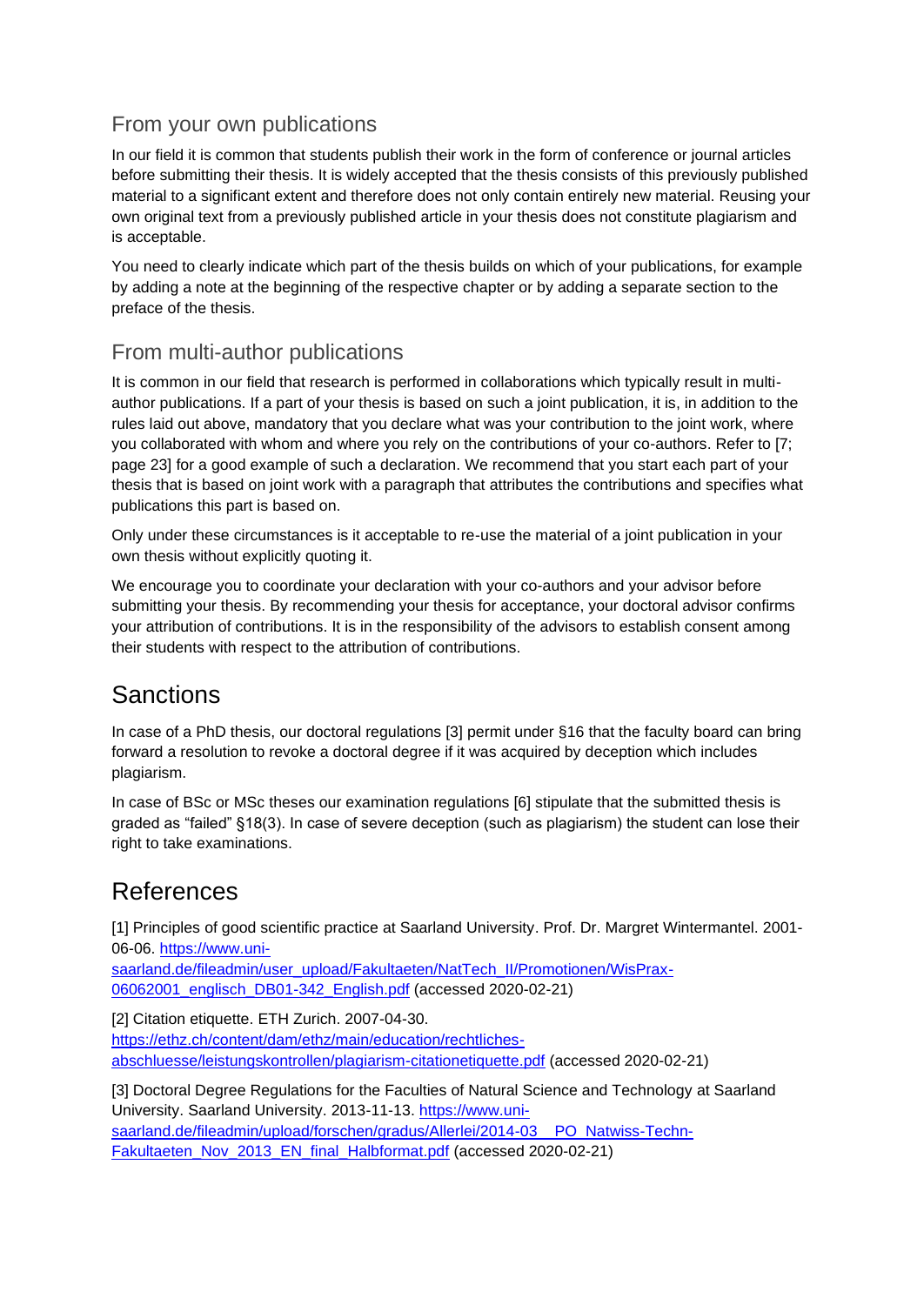### From your own publications

In our field it is common that students publish their work in the form of conference or journal articles before submitting their thesis. It is widely accepted that the thesis consists of this previously published material to a significant extent and therefore does not only contain entirely new material. Reusing your own original text from a previously published article in your thesis does not constitute plagiarism and is acceptable.

You need to clearly indicate which part of the thesis builds on which of your publications, for example by adding a note at the beginning of the respective chapter or by adding a separate section to the preface of the thesis.

### From multi-author publications

It is common in our field that research is performed in collaborations which typically result in multi-author publications. If a part of your thesis is based on such a joint publication, it is, in addition to the rules laid out above, mandatory that you declare what was your contribution to the joint work, where you collaborated with whom and where you rely on the contributions of your co-authors. Refer to [7; page 23] for a good example of such a declaration. We recommend that you start each part of your thesis that is based on joint work with a paragraph that attributes the contributions and specifies what publications this part is based on.

Only under these circumstances is it acceptable to re-use the material of a joint publication in your own thesis without explicitly quoting it.

We encourage you to coordinate your declaration with your co-authors and your advisor before submitting your thesis. By recommending your thesis for acceptance, your doctoral advisor confirms your attribution of contributions. It is in the responsibility of the advisors to establish consent among their students with respect to the attribution of contributions.

## Sanctions

In case of a PhD thesis, our doctoral regulations [3] permit under §16 that the faculty board can bring forward a resolution to revoke a doctoral degree if it was acquired by deception which includes plagiarism.

In case of BSc or MSc theses our examination regulations [6] stipulate that the submitted thesis is graded as "failed" §18(3). In case of severe deception (such as plagiarism) the student can lose their right to take examinations.

## References

[1] Principles of good scientific practice at Saarland University. Prof. Dr. Margret Wintermantel. 2001-06-06. https://www.uni-saarland.de/fileadmin/user_upload/Fakultaeten/NatTech_II/Promotionen/WisPrax-06062001_englisch_DB01-342_English.pdf (accessed 2020-02-21)

[2] Citation etiquette. ETH Zurich. 2007-04-30. https://ethz.ch/content/dam/ethz/main/education/rechtliches-abschluesse/leistungskontrollen/plagiarism-citationetiquette.pdf (accessed 2020-02-21)

[3] Doctoral Degree Regulations for the Faculties of Natural Science and Technology at Saarland University. Saarland University. 2013-11-13. https://www.uni-saarland.de/fileadmin/upload/forschen/gradus/Allerlei/2014-03__PO_Natwiss-Techn-Fakultaeten_Nov_2013_EN_final_Halbformat.pdf (accessed 2020-02-21)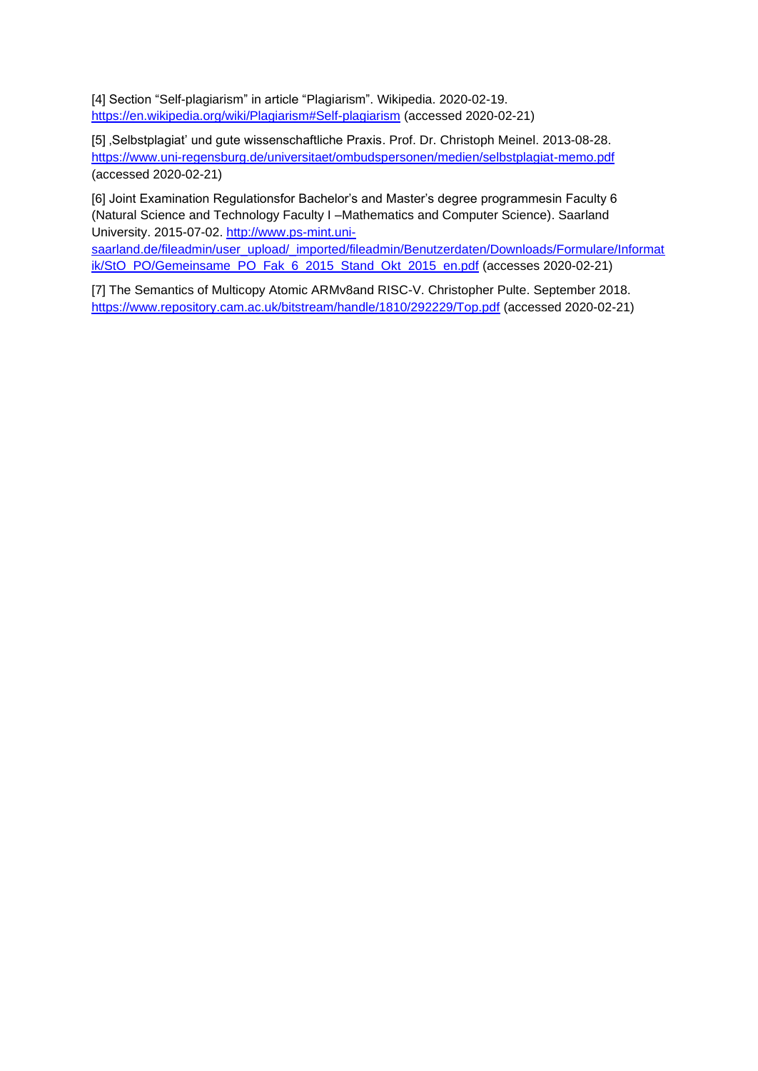[4] Section “Self-plagiarism” in article “Plagiarism”. Wikipedia. 2020-02-19. https://en.wikipedia.org/wiki/Plagiarism#Self-plagiarism (accessed 2020-02-21)

[5] ‚Selbstplagiat' und gute wissenschaftliche Praxis. Prof. Dr. Christoph Meinel. 2013-08-28. https://www.uni-regensburg.de/universitaet/ombudspersonen/medien/selbstplagiat-memo.pdf (accessed 2020-02-21)

[6] Joint Examination Regulationsfor Bachelor's and Master's degree programmesin Faculty 6 (Natural Science and Technology Faculty I –Mathematics and Computer Science). Saarland University. 2015-07-02. http://www.ps-mint.uni-saarland.de/fileadmin/user_upload/_imported/fileadmin/Benutzerdaten/Downloads/Formulare/Informatik/StO_PO/Gemeinsame_PO_Fak_6_2015_Stand_Okt_2015_en.pdf (accesses 2020-02-21)

[7] The Semantics of Multicopy Atomic ARMv8and RISC-V. Christopher Pulte. September 2018. https://www.repository.cam.ac.uk/bitstream/handle/1810/292229/Top.pdf (accessed 2020-02-21)